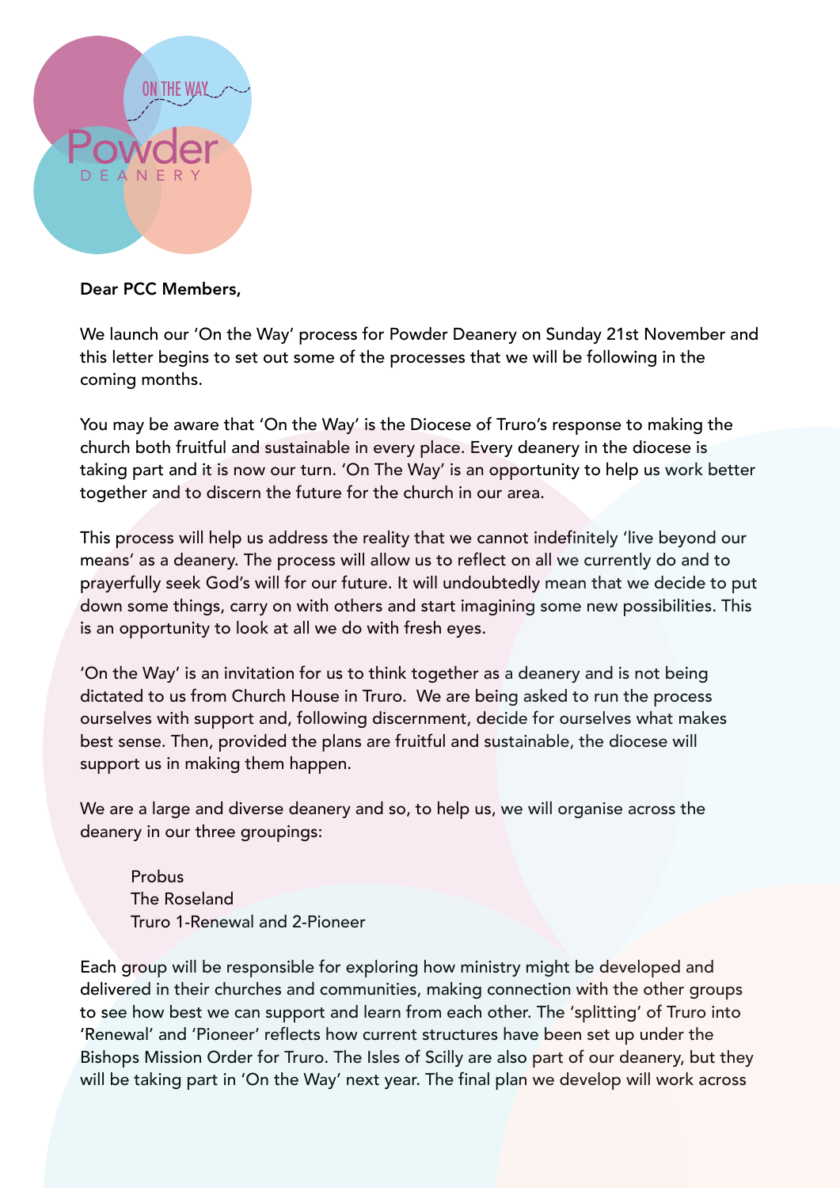Dear PCC Members,

We launch our 'On the Way' process for Powder Deanery on Sunday 21st November and this letter begins to set out some of the processes that we will be following in the coming months.

You may be aware that 'On the Way' is the Diocese of Truro's response to making the church both fruitful and sustainable in every place. Every deanery in the diocese is taking part and it is now our turn. 'On The Way' is an opportunity to help us work better together and to discern the future for the church in our area.

This process will help us address the reality that we cannot indefinitely 'live beyond our means' as a deanery. The process will allow us to reflect on all we currently do and to prayerfully seek God's will for our future. It will undoubtedly mean that we decide to put down some things, carry on with others and start imagining some new possibilities. This is an opportunity to look at all we do with fresh eyes.

'On the Way' is an invitation for us to think together as a deanery and is not being dictated to us from Church House in Truro. We are being asked to run the process ourselves with support and, following discernment, decide for ourselves what makes best sense. Then, provided the plans are fruitful and sustainable, the diocese will support us in making them happen.

We are a large and diverse deanery and so, to help us, we will organise across the deanery in our three groupings:

Probus
The Roseland
Truro 1-Renewal and 2-Pioneer

Each group will be responsible for exploring how ministry might be developed and delivered in their churches and communities, making connection with the other groups to see how best we can support and learn from each other. The 'splitting' of Truro into 'Renewal' and 'Pioneer' reflects how current structures have been set up under the Bishops Mission Order for Truro. The Isles of Scilly are also part of our deanery, but they will be taking part in 'On the Way' next year. The final plan we develop will work across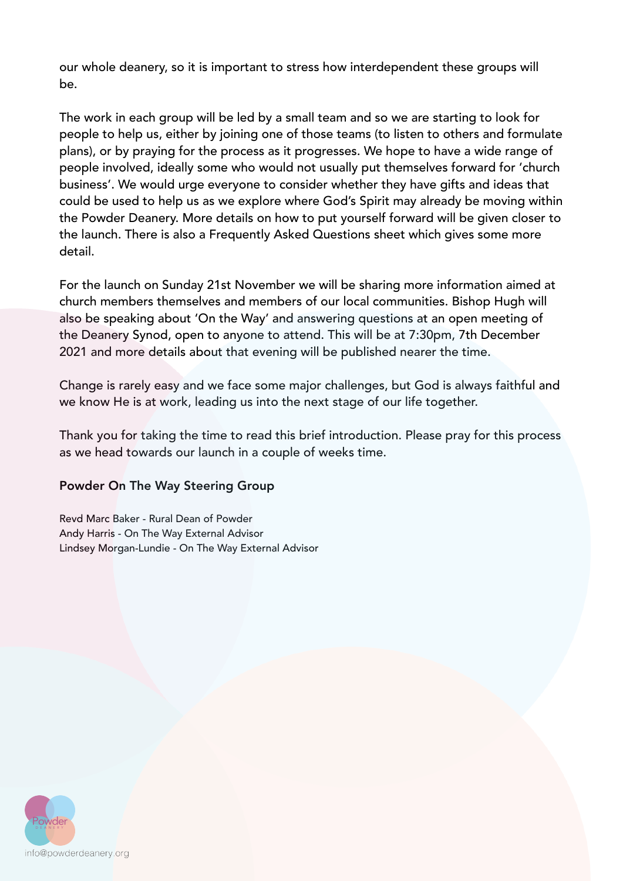our whole deanery, so it is important to stress how interdependent these groups will be.

The work in each group will be led by a small team and so we are starting to look for people to help us, either by joining one of those teams (to listen to others and formulate plans), or by praying for the process as it progresses. We hope to have a wide range of people involved, ideally some who would not usually put themselves forward for 'church business'. We would urge everyone to consider whether they have gifts and ideas that could be used to help us as we explore where God's Spirit may already be moving within the Powder Deanery. More details on how to put yourself forward will be given closer to the launch. There is also a Frequently Asked Questions sheet which gives some more detail.

For the launch on Sunday 21st November we will be sharing more information aimed at church members themselves and members of our local communities. Bishop Hugh will also be speaking about 'On the Way' and answering questions at an open meeting of the Deanery Synod, open to anyone to attend. This will be at 7:30pm, 7th December 2021 and more details about that evening will be published nearer the time.

Change is rarely easy and we face some major challenges, but God is always faithful and we know He is at work, leading us into the next stage of our life together.

Thank you for taking the time to read this brief introduction. Please pray for this process as we head towards our launch in a couple of weeks time.

**Powder On The Way Steering Group**

Revd Marc Baker - Rural Dean of Powder
Andy Harris - On The Way External Advisor
Lindsey Morgan-Lundie - On The Way External Advisor

info@powderdeanery.org